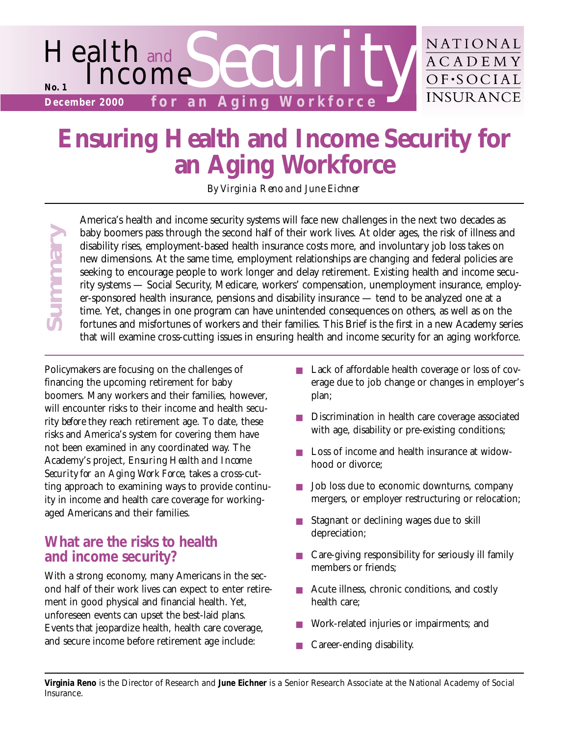# Health and Income Security for an Aging Workforce

No. 1

December 2000

NATIONAL ACADEMY OF SOCIAL INSURANCE

# Ensuring Health and Income Security for an Aging Workforce

*By Virginia Reno and June Eichner*

**Summary**

America's health and income security systems will face new challenges in the next two decades as baby boomers pass through the second half of their work lives. At older ages, the risk of illness and disability rises, employment-based health insurance costs more, and involuntary job loss takes on new dimensions. At the same time, employment relationships are changing and federal policies are seeking to encourage people to work longer and delay retirement. Existing health and income security systems — Social Security, Medicare, workers' compensation, unemployment insurance, employer-sponsored health insurance, pensions and disability insurance — tend to be analyzed one at a time. Yet, changes in one program can have unintended consequences on others, as well as on the fortunes and misfortunes of workers and their families. This Brief is the first in a new Academy series that will examine cross-cutting issues in ensuring health and income security for an aging workforce.

Policymakers are focusing on the challenges of financing the upcoming retirement for baby boomers. Many workers and their families, however, will encounter risks to their income and health security *before* they reach retirement age. To date, these risks and America's system for covering them have not been examined in any coordinated way. The Academy's project, *Ensuring Health and Income Security for an Aging Work Force*, takes a cross-cutting approach to examining ways to provide continuity in income and health care coverage for working-aged Americans and their families.

## What are the risks to health and income security?

With a strong economy, many Americans in the second half of their work lives can expect to enter retirement in good physical and financial health. Yet, unforeseen events can upset the best-laid plans. Events that jeopardize health, health care coverage, and secure income before retirement age include:

- Lack of affordable health coverage or loss of coverage due to job change or changes in employer's plan;
- Discrimination in health care coverage associated with age, disability or pre-existing conditions;
- Loss of income and health insurance at widowhood or divorce;
- Job loss due to economic downturns, company mergers, or employer restructuring or relocation;
- Stagnant or declining wages due to skill depreciation;
- Care-giving responsibility for seriously ill family members or friends;
- Acute illness, chronic conditions, and costly health care;
- Work-related injuries or impairments; and
- Career-ending disability.

**Virginia Reno** is the Director of Research and **June Eichner** is a Senior Research Associate at the National Academy of Social Insurance.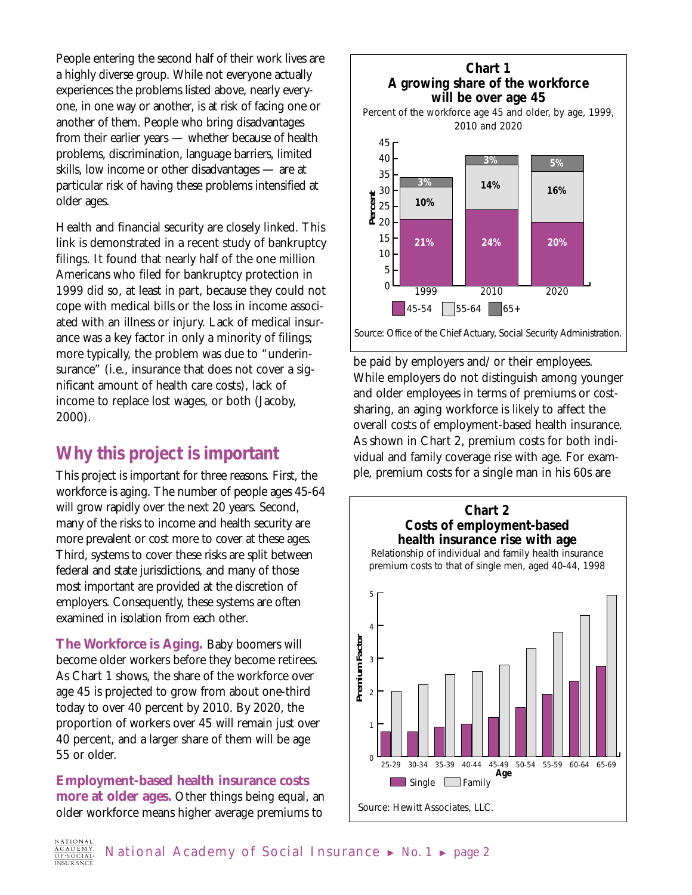People entering the second half of their work lives are a highly diverse group. While not everyone actually experiences the problems listed above, nearly everyone, in one way or another, is at risk of facing one or another of them. People who bring disadvantages from their earlier years — whether because of health problems, discrimination, language barriers, limited skills, low income or other disadvantages — are at particular risk of having these problems intensified at older ages.

Health and financial security are closely linked. This link is demonstrated in a recent study of bankruptcy filings. It found that nearly half of the one million Americans who filed for bankruptcy protection in 1999 did so, at least in part, because they could not cope with medical bills or the loss in income associated with an illness or injury. Lack of medical insurance was a key factor in only a minority of filings; more typically, the problem was due to "underinsurance" (i.e., insurance that does not cover a significant amount of health care costs), lack of income to replace lost wages, or both (Jacoby, 2000).

## Why this project is important

This project is important for three reasons. First, the workforce is aging. The number of people ages 45-64 will grow rapidly over the next 20 years. Second, many of the risks to income and health security are more prevalent or cost more to cover at these ages. Third, systems to cover these risks are split between federal and state jurisdictions, and many of those most important are provided at the discretion of employers. Consequently, these systems are often examined in isolation from each other.

**The Workforce is Aging.** Baby boomers will become older workers before they become retirees. As Chart 1 shows, the share of the workforce over age 45 is projected to grow from about one-third today to over 40 percent by 2010. By 2020, the proportion of workers over 45 will remain just over 40 percent, and a larger share of them will be age 55 or older.

**Chart 1**
**A growing share of the workforce will be over age 45**

Percent of the workforce age 45 and older, by age, 1999, 2010 and 2020

| Age | 1999 | 2010 | 2020 |
|---|---|---|---|
| 45-54 | 21% | 24% | 20% |
| 55-64 | 10% | 14% | 16% |
| 65+ | 3% | 3% | 5% |

Source: Office of the Chief Actuary, Social Security Administration.

**Employment-based health insurance costs more at older ages.** Other things being equal, an older workforce means higher average premiums to be paid by employers and/or their employees. While employers do not distinguish among younger and older employees in terms of premiums or cost-sharing, an aging workforce is likely to affect the overall costs of employment-based health insurance. As shown in Chart 2, premium costs for both individual and family coverage rise with age. For example, premium costs for a single man in his 60s are

**Chart 2**
**Costs of employment-based health insurance rise with age**

Relationship of individual and family health insurance premium costs to that of single men, aged 40-44, 1998

Premium Factor by Age (Single, Family): 25-29, 30-34, 35-39, 40-44, 45-49, 50-54, 55-59, 60-64, 65-69

Source: Hewitt Associates, LLC.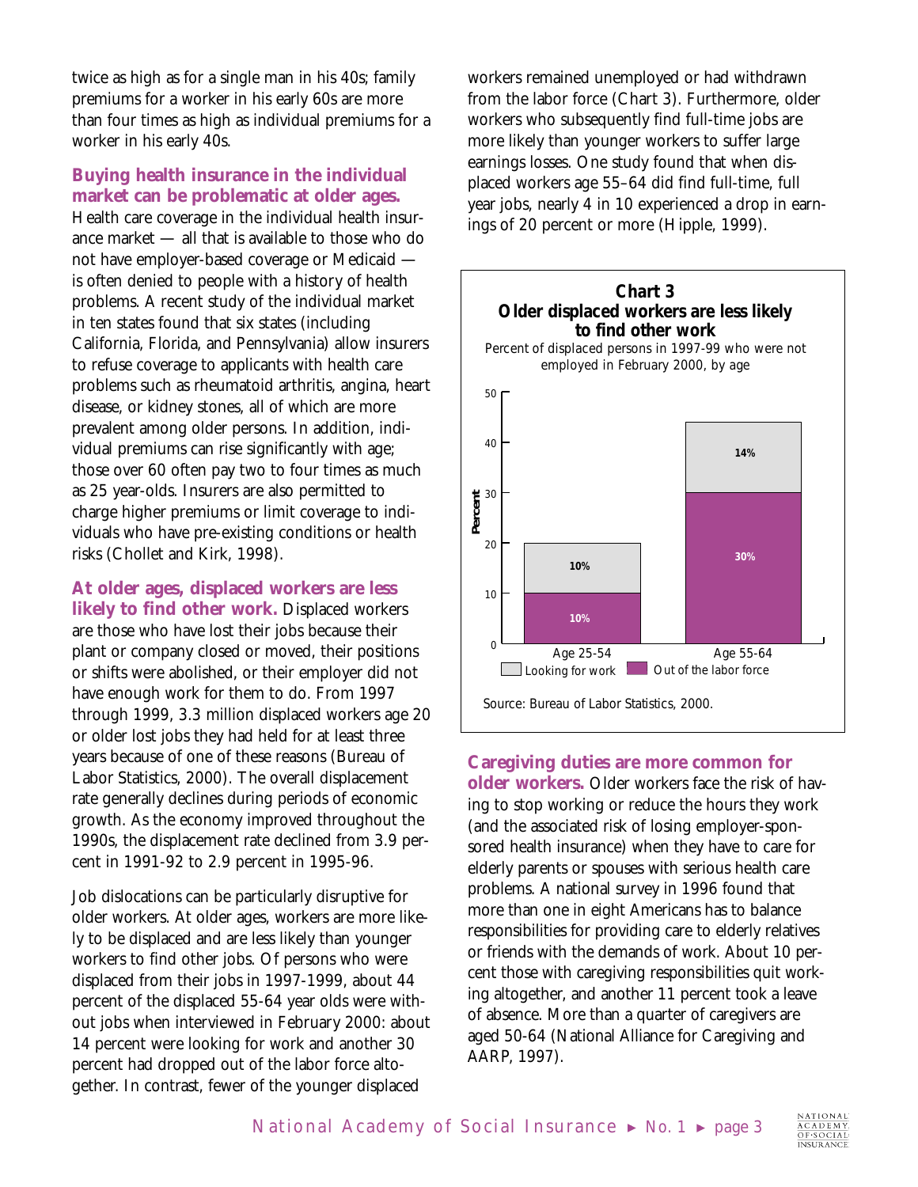twice as high as for a single man in his 40s; family premiums for a worker in his early 60s are more than four times as high as individual premiums for a worker in his early 40s.

**Buying health insurance in the individual market can be problematic at older ages.** Health care coverage in the individual health insurance market — all that is available to those who do not have employer-based coverage or Medicaid — is often denied to people with a history of health problems. A recent study of the individual market in ten states found that six states (including California, Florida, and Pennsylvania) allow insurers to refuse coverage to applicants with health care problems such as rheumatoid arthritis, angina, heart disease, or kidney stones, all of which are more prevalent among older persons. In addition, individual premiums can rise significantly with age; those over 60 often pay two to four times as much as 25 year-olds. Insurers are also permitted to charge higher premiums or limit coverage to individuals who have pre-existing conditions or health risks (Chollet and Kirk, 1998).

**At older ages, displaced workers are less likely to find other work.** Displaced workers are those who have lost their jobs because their plant or company closed or moved, their positions or shifts were abolished, or their employer did not have enough work for them to do. From 1997 through 1999, 3.3 million displaced workers age 20 or older lost jobs they had held for at least three years because of one of these reasons (Bureau of Labor Statistics, 2000). The overall displacement rate generally declines during periods of economic growth. As the economy improved throughout the 1990s, the displacement rate declined from 3.9 percent in 1991-92 to 2.9 percent in 1995-96.

Job dislocations can be particularly disruptive for older workers. At older ages, workers are more likely to be displaced and are less likely than younger workers to find other jobs. Of persons who were displaced from their jobs in 1997-1999, about 44 percent of the displaced 55-64 year olds were without jobs when interviewed in February 2000: about 14 percent were looking for work and another 30 percent had dropped out of the labor force altogether. In contrast, fewer of the younger displaced workers remained unemployed or had withdrawn from the labor force (Chart 3). Furthermore, older workers who subsequently find full-time jobs are more likely than younger workers to suffer large earnings losses. One study found that when displaced workers age 55–64 did find full-time, full year jobs, nearly 4 in 10 experienced a drop in earnings of 20 percent or more (Hipple, 1999).

**Chart 3**
**Older displaced workers are less likely to find other work**
Percent of displaced persons in 1997-99 who were not employed in February 2000, by age

| Age | Looking for work | Out of the labor force |
|---|---|---|
| Age 25-54 | 10% | 10% |
| Age 55-64 | 14% | 30% |

Source: Bureau of Labor Statistics, 2000.

**Caregiving duties are more common for older workers.** Older workers face the risk of having to stop working or reduce the hours they work (and the associated risk of losing employer-sponsored health insurance) when they have to care for elderly parents or spouses with serious health care problems. A national survey in 1996 found that more than one in eight Americans has to balance responsibilities for providing care to elderly relatives or friends with the demands of work. About 10 percent those with caregiving responsibilities quit working altogether, and another 11 percent took a leave of absence. More than a quarter of caregivers are aged 50-64 (National Alliance for Caregiving and AARP, 1997).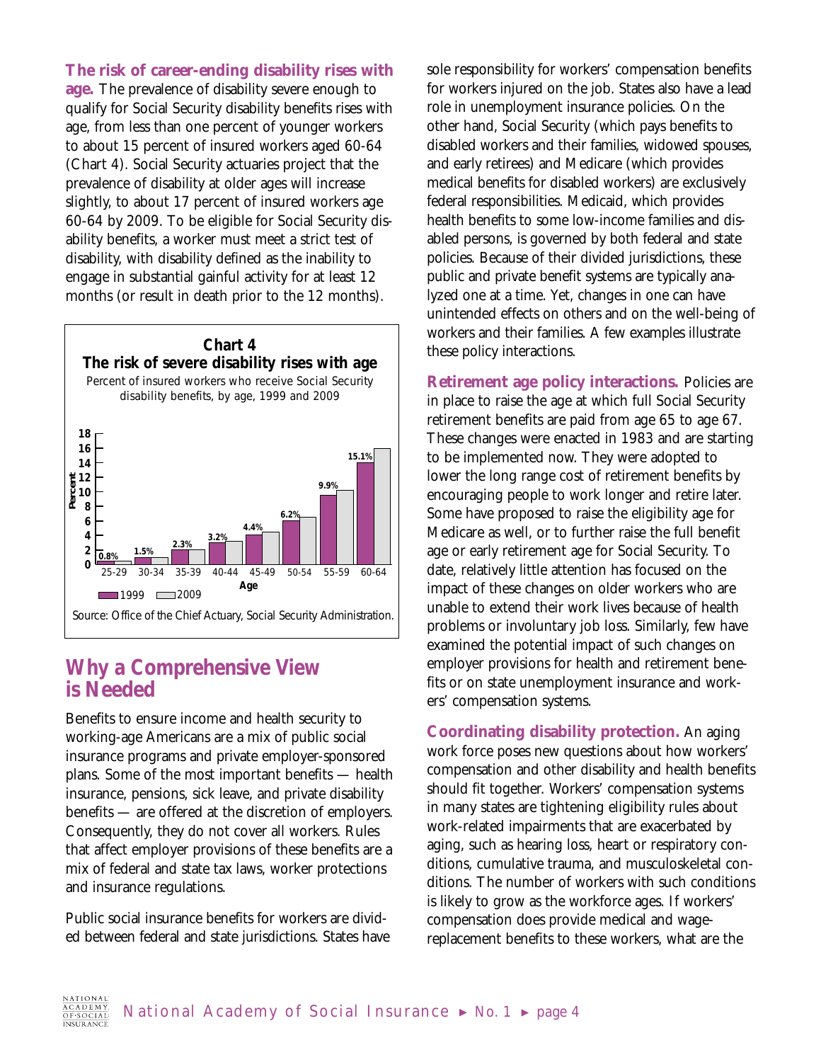**The risk of career-ending disability rises with age.** The prevalence of disability severe enough to qualify for Social Security disability benefits rises with age, from less than one percent of younger workers to about 15 percent of insured workers aged 60-64 (Chart 4). Social Security actuaries project that the prevalence of disability at older ages will increase slightly, to about 17 percent of insured workers age 60-64 by 2009. To be eligible for Social Security disability benefits, a worker must meet a strict test of disability, with disability defined as the inability to engage in substantial gainful activity for at least 12 months (or result in death prior to the 12 months).

**Chart 4**
**The risk of severe disability rises with age**
Percent of insured workers who receive Social Security disability benefits, by age, 1999 and 2009

| Age | 1999 |
|---|---|
| 25-29 | 0.8% |
| 30-34 | 1.5% |
| 35-39 | 2.3% |
| 40-44 | 3.2% |
| 45-49 | 4.4% |
| 50-54 | 6.2% |
| 55-59 | 9.9% |
| 60-64 | 15.1% |

Source: Office of the Chief Actuary, Social Security Administration.

## Why a Comprehensive View is Needed

Benefits to ensure income and health security to working-age Americans are a mix of public social insurance programs and private employer-sponsored plans. Some of the most important benefits — health insurance, pensions, sick leave, and private disability benefits — are offered at the discretion of employers. Consequently, they do not cover all workers. Rules that affect employer provisions of these benefits are a mix of federal and state tax laws, worker protections and insurance regulations.

Public social insurance benefits for workers are divided between federal and state jurisdictions. States have sole responsibility for workers' compensation benefits for workers injured on the job. States also have a lead role in unemployment insurance policies. On the other hand, Social Security (which pays benefits to disabled workers and their families, widowed spouses, and early retirees) and Medicare (which provides medical benefits for disabled workers) are exclusively federal responsibilities. Medicaid, which provides health benefits to some low-income families and disabled persons, is governed by both federal and state policies. Because of their divided jurisdictions, these public and private benefit systems are typically analyzed one at a time. Yet, changes in one can have unintended effects on others and on the well-being of workers and their families. A few examples illustrate these policy interactions.

**Retirement age policy interactions.** Policies are in place to raise the age at which full Social Security retirement benefits are paid from age 65 to age 67. These changes were enacted in 1983 and are starting to be implemented now. They were adopted to lower the long range cost of retirement benefits by encouraging people to work longer and retire later. Some have proposed to raise the eligibility age for Medicare as well, or to further raise the full benefit age or early retirement age for Social Security. To date, relatively little attention has focused on the impact of these changes on older workers who are unable to extend their work lives because of health problems or involuntary job loss. Similarly, few have examined the potential impact of such changes on employer provisions for health and retirement benefits or on state unemployment insurance and workers' compensation systems.

**Coordinating disability protection.** An aging work force poses new questions about how workers' compensation and other disability and health benefits should fit together. Workers' compensation systems in many states are tightening eligibility rules about work-related impairments that are exacerbated by aging, such as hearing loss, heart or respiratory conditions, cumulative trauma, and musculoskeletal conditions. The number of workers with such conditions is likely to grow as the workforce ages. If workers' compensation does provide medical and wage-replacement benefits to these workers, what are the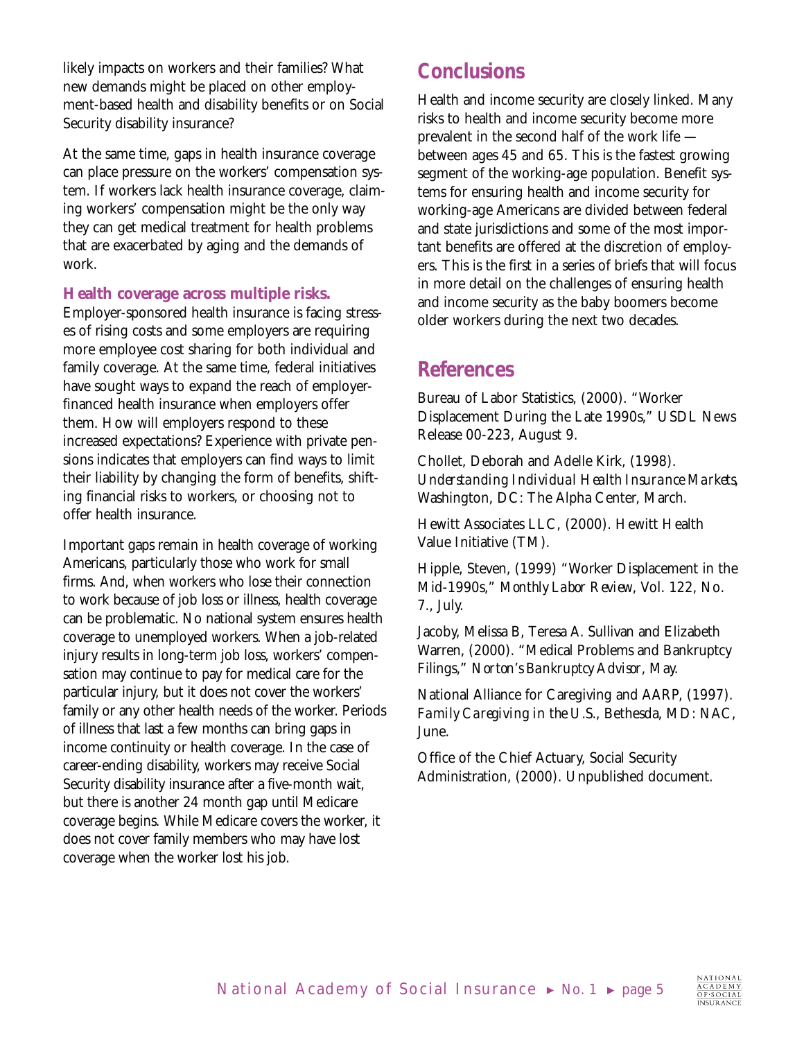likely impacts on workers and their families? What new demands might be placed on other employment-based health and disability benefits or on Social Security disability insurance?

At the same time, gaps in health insurance coverage can place pressure on the workers' compensation system. If workers lack health insurance coverage, claiming workers' compensation might be the only way they can get medical treatment for health problems that are exacerbated by aging and the demands of work.

### Health coverage across multiple risks.

Employer-sponsored health insurance is facing stresses of rising costs and some employers are requiring more employee cost sharing for both individual and family coverage. At the same time, federal initiatives have sought ways to expand the reach of employer-financed health insurance when employers offer them. How will employers respond to these increased expectations? Experience with private pensions indicates that employers can find ways to limit their liability by changing the form of benefits, shifting financial risks to workers, or choosing not to offer health insurance.

Important gaps remain in health coverage of working Americans, particularly those who work for small firms. And, when workers who lose their connection to work because of job loss or illness, health coverage can be problematic. No national system ensures health coverage to unemployed workers. When a job-related injury results in long-term job loss, workers' compensation may continue to pay for medical care for the particular injury, but it does not cover the workers' family or any other health needs of the worker. Periods of illness that last a few months can bring gaps in income continuity or health coverage. In the case of career-ending disability, workers may receive Social Security disability insurance after a five-month wait, but there is another 24 month gap until Medicare coverage begins. While Medicare covers the worker, it does not cover family members who may have lost coverage when the worker lost his job.

## Conclusions

Health and income security are closely linked. Many risks to health and income security become more prevalent in the second half of the work life — between ages 45 and 65. This is the fastest growing segment of the working-age population. Benefit systems for ensuring health and income security for working-age Americans are divided between federal and state jurisdictions and some of the most important benefits are offered at the discretion of employers. This is the first in a series of briefs that will focus in more detail on the challenges of ensuring health and income security as the baby boomers become older workers during the next two decades.

## References

Bureau of Labor Statistics, (2000). "Worker Displacement During the Late 1990s," USDL News Release 00-223, August 9.

Chollet, Deborah and Adelle Kirk, (1998). *Understanding Individual Health Insurance Markets*, Washington, DC: The Alpha Center, March.

Hewitt Associates LLC, (2000). Hewitt Health Value Initiative (TM).

Hipple, Steven, (1999) "Worker Displacement in the Mid-1990s," *Monthly Labor Review*, Vol. 122, No. 7., July.

Jacoby, Melissa B, Teresa A. Sullivan and Elizabeth Warren, (2000). "Medical Problems and Bankruptcy Filings," *Norton's Bankruptcy Advisor*, May.

National Alliance for Caregiving and AARP, (1997). *Family Caregiving in the U.S.*, Bethesda, MD: NAC, June.

Office of the Chief Actuary, Social Security Administration, (2000). Unpublished document.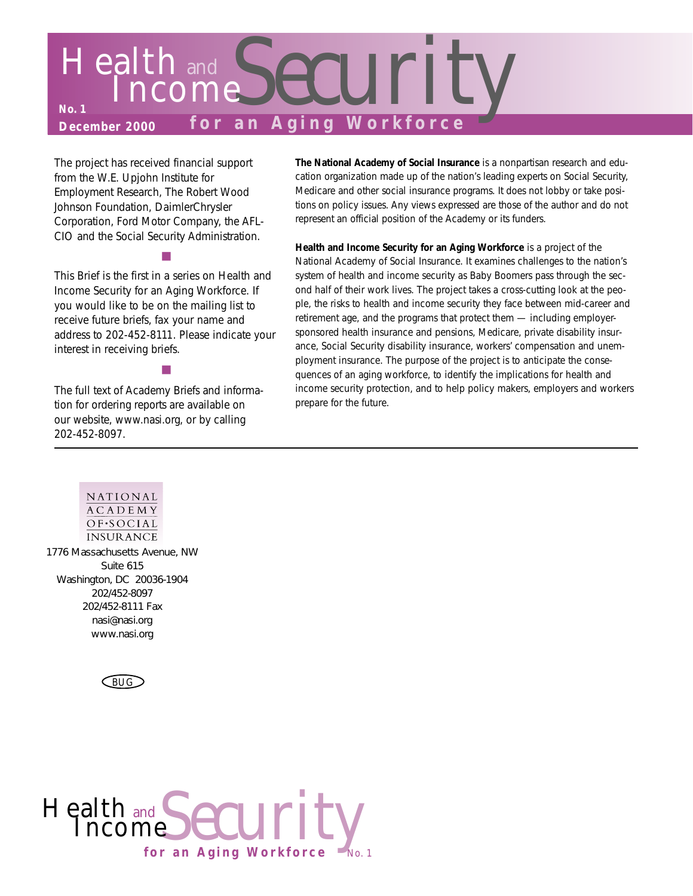# Health and Income Security for an Aging Workforce

**No. 1**
**December 2000**

The project has received financial support from the W.E. Upjohn Institute for Employment Research, The Robert Wood Johnson Foundation, DaimlerChrysler Corporation, Ford Motor Company, the AFL-CIO and the Social Security Administration.

This Brief is the first in a series on Health and Income Security for an Aging Workforce. If you would like to be on the mailing list to receive future briefs, fax your name and address to 202-452-8111. Please indicate your interest in receiving briefs.

The full text of Academy Briefs and information for ordering reports are available on our website, www.nasi.org, or by calling 202-452-8097.

**The National Academy of Social Insurance** is a nonpartisan research and education organization made up of the nation's leading experts on Social Security, Medicare and other social insurance programs. It does not lobby or take positions on policy issues. Any views expressed are those of the author and do not represent an official position of the Academy or its funders.

**Health and Income Security for an Aging Workforce** is a project of the National Academy of Social Insurance. It examines challenges to the nation's system of health and income security as Baby Boomers pass through the second half of their work lives. The project takes a cross-cutting look at the people, the risks to health and income security they face between mid-career and retirement age, and the programs that protect them — including employer-sponsored health insurance and pensions, Medicare, private disability insurance, Social Security disability insurance, workers' compensation and unemployment insurance. The purpose of the project is to anticipate the consequences of an aging workforce, to identify the implications for health and income security protection, and to help policy makers, employers and workers prepare for the future.

NATIONAL ACADEMY OF·SOCIAL INSURANCE

1776 Massachusetts Avenue, NW
Suite 615
Washington, DC 20036-1904
202/452-8097
202/452-8111 Fax
nasi@nasi.org
www.nasi.org

BUG

Health and Income Security for an Aging Workforce No. 1